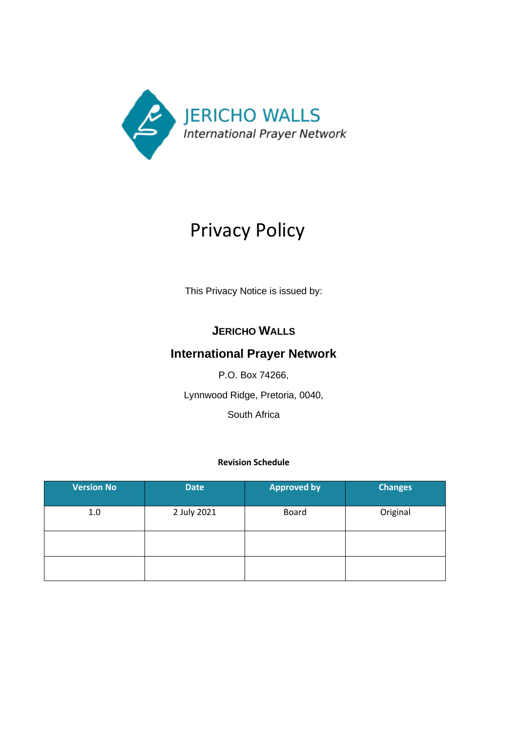JERICHO WALLS
*International Prayer Network*

# Privacy Policy

This Privacy Notice is issued by:

**JERICHO WALLS**

**International Prayer Network**

P.O. Box 74266,

Lynnwood Ridge, Pretoria, 0040,

South Africa

**Revision Schedule**

| Version No | Date | Approved by | Changes |
|---|---|---|---|
| 1.0 | 2 July 2021 | Board | Original |
| | | | |
| | | | |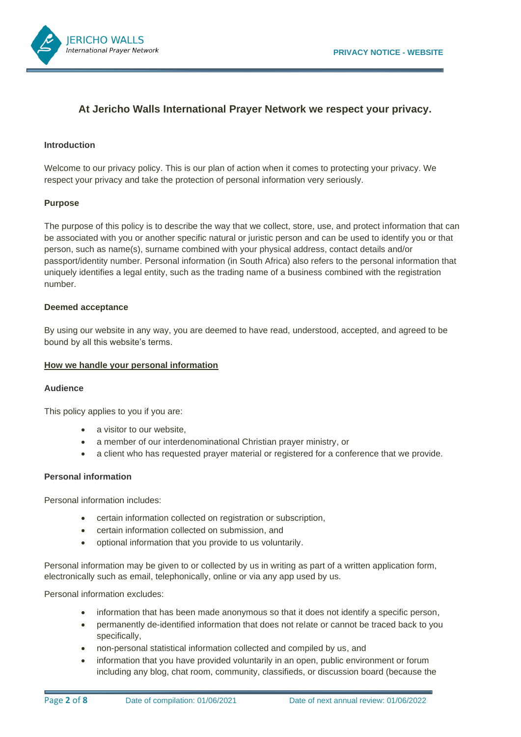## At Jericho Walls International Prayer Network we respect your privacy.

**Introduction**

Welcome to our privacy policy. This is our plan of action when it comes to protecting your privacy. We respect your privacy and take the protection of personal information very seriously.

**Purpose**

The purpose of this policy is to describe the way that we collect, store, use, and protect information that can be associated with you or another specific natural or juristic person and can be used to identify you or that person, such as name(s), surname combined with your physical address, contact details and/or passport/identity number. Personal information (in South Africa) also refers to the personal information that uniquely identifies a legal entity, such as the trading name of a business combined with the registration number.

**Deemed acceptance**

By using our website in any way, you are deemed to have read, understood, accepted, and agreed to be bound by all this website's terms.

**<u>How we handle your personal information</u>**

**Audience**

This policy applies to you if you are:

- a visitor to our website,
- a member of our interdenominational Christian prayer ministry, or
- a client who has requested prayer material or registered for a conference that we provide.

**Personal information**

Personal information includes:

- certain information collected on registration or subscription,
- certain information collected on submission, and
- optional information that you provide to us voluntarily.

Personal information may be given to or collected by us in writing as part of a written application form, electronically such as email, telephonically, online or via any app used by us.

Personal information excludes:

- information that has been made anonymous so that it does not identify a specific person,
- permanently de-identified information that does not relate or cannot be traced back to you specifically,
- non-personal statistical information collected and compiled by us, and
- information that you have provided voluntarily in an open, public environment or forum including any blog, chat room, community, classifieds, or discussion board (because the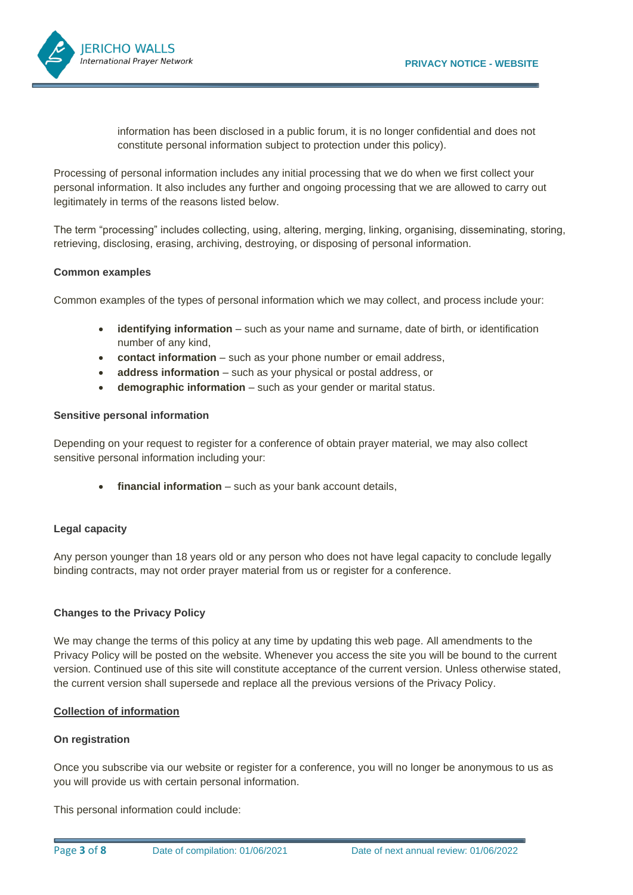information has been disclosed in a public forum, it is no longer confidential and does not constitute personal information subject to protection under this policy).

Processing of personal information includes any initial processing that we do when we first collect your personal information. It also includes any further and ongoing processing that we are allowed to carry out legitimately in terms of the reasons listed below.

The term "processing" includes collecting, using, altering, merging, linking, organising, disseminating, storing, retrieving, disclosing, erasing, archiving, destroying, or disposing of personal information.

**Common examples**

Common examples of the types of personal information which we may collect, and process include your:

- **identifying information** – such as your name and surname, date of birth, or identification number of any kind,
- **contact information** – such as your phone number or email address,
- **address information** – such as your physical or postal address, or
- **demographic information** – such as your gender or marital status.

**Sensitive personal information**

Depending on your request to register for a conference of obtain prayer material, we may also collect sensitive personal information including your:

- **financial information** – such as your bank account details,

**Legal capacity**

Any person younger than 18 years old or any person who does not have legal capacity to conclude legally binding contracts, may not order prayer material from us or register for a conference.

**Changes to the Privacy Policy**

We may change the terms of this policy at any time by updating this web page. All amendments to the Privacy Policy will be posted on the website. Whenever you access the site you will be bound to the current version. Continued use of this site will constitute acceptance of the current version. Unless otherwise stated, the current version shall supersede and replace all the previous versions of the Privacy Policy.

**Collection of information**

**On registration**

Once you subscribe via our website or register for a conference, you will no longer be anonymous to us as you will provide us with certain personal information.

This personal information could include: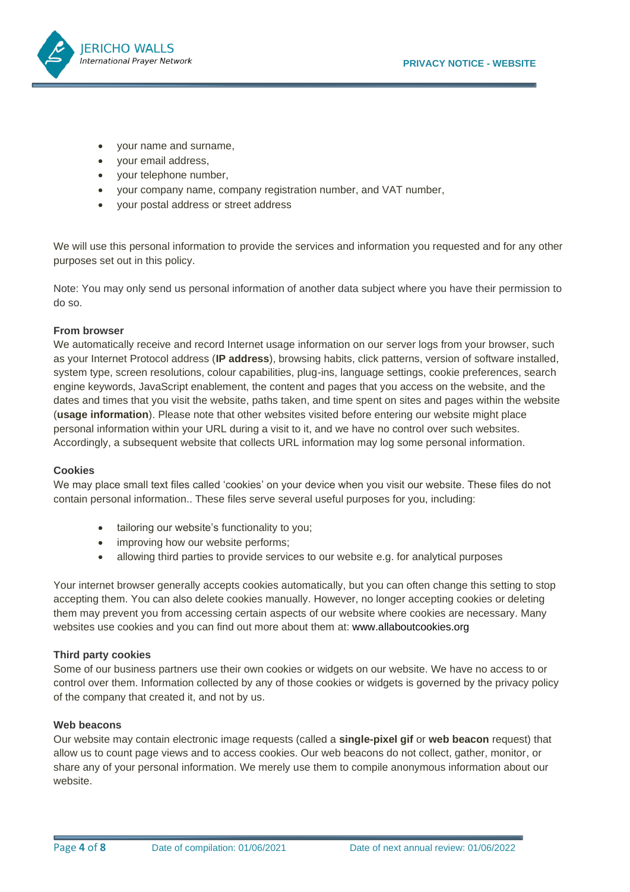- your name and surname,
- your email address,
- your telephone number,
- your company name, company registration number, and VAT number,
- your postal address or street address

We will use this personal information to provide the services and information you requested and for any other purposes set out in this policy.

Note: You may only send us personal information of another data subject where you have their permission to do so.

**From browser**

We automatically receive and record Internet usage information on our server logs from your browser, such as your Internet Protocol address (**IP address**), browsing habits, click patterns, version of software installed, system type, screen resolutions, colour capabilities, plug-ins, language settings, cookie preferences, search engine keywords, JavaScript enablement, the content and pages that you access on the website, and the dates and times that you visit the website, paths taken, and time spent on sites and pages within the website (**usage information**). Please note that other websites visited before entering our website might place personal information within your URL during a visit to it, and we have no control over such websites. Accordingly, a subsequent website that collects URL information may log some personal information.

**Cookies**

We may place small text files called 'cookies' on your device when you visit our website. These files do not contain personal information.. These files serve several useful purposes for you, including:

- tailoring our website's functionality to you;
- improving how our website performs;
- allowing third parties to provide services to our website e.g. for analytical purposes

Your internet browser generally accepts cookies automatically, but you can often change this setting to stop accepting them. You can also delete cookies manually. However, no longer accepting cookies or deleting them may prevent you from accessing certain aspects of our website where cookies are necessary. Many websites use cookies and you can find out more about them at: www.allaboutcookies.org

**Third party cookies**

Some of our business partners use their own cookies or widgets on our website. We have no access to or control over them. Information collected by any of those cookies or widgets is governed by the privacy policy of the company that created it, and not by us.

**Web beacons**

Our website may contain electronic image requests (called a **single-pixel gif** or **web beacon** request) that allow us to count page views and to access cookies. Our web beacons do not collect, gather, monitor, or share any of your personal information. We merely use them to compile anonymous information about our website.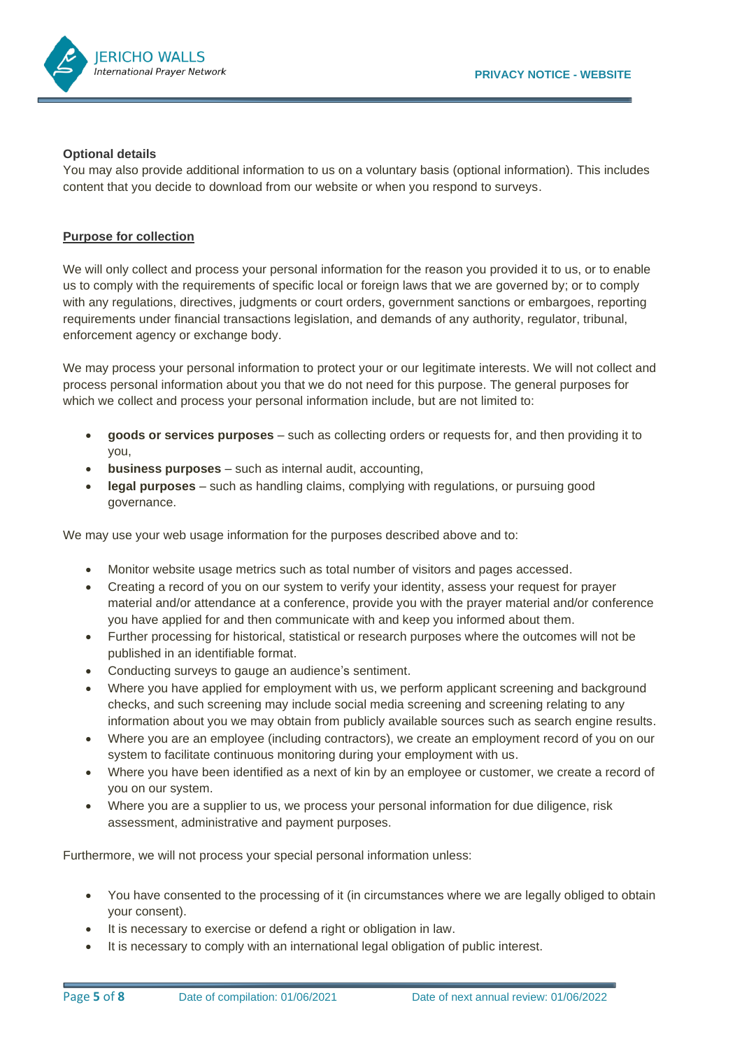**Optional details**

You may also provide additional information to us on a voluntary basis (optional information). This includes content that you decide to download from our website or when you respond to surveys.

**Purpose for collection**

We will only collect and process your personal information for the reason you provided it to us, or to enable us to comply with the requirements of specific local or foreign laws that we are governed by; or to comply with any regulations, directives, judgments or court orders, government sanctions or embargoes, reporting requirements under financial transactions legislation, and demands of any authority, regulator, tribunal, enforcement agency or exchange body.

We may process your personal information to protect your or our legitimate interests. We will not collect and process personal information about you that we do not need for this purpose. The general purposes for which we collect and process your personal information include, but are not limited to:

- **goods or services purposes** – such as collecting orders or requests for, and then providing it to you,
- **business purposes** – such as internal audit, accounting,
- **legal purposes** – such as handling claims, complying with regulations, or pursuing good governance.

We may use your web usage information for the purposes described above and to:

- Monitor website usage metrics such as total number of visitors and pages accessed.
- Creating a record of you on our system to verify your identity, assess your request for prayer material and/or attendance at a conference, provide you with the prayer material and/or conference you have applied for and then communicate with and keep you informed about them.
- Further processing for historical, statistical or research purposes where the outcomes will not be published in an identifiable format.
- Conducting surveys to gauge an audience's sentiment.
- Where you have applied for employment with us, we perform applicant screening and background checks, and such screening may include social media screening and screening relating to any information about you we may obtain from publicly available sources such as search engine results.
- Where you are an employee (including contractors), we create an employment record of you on our system to facilitate continuous monitoring during your employment with us.
- Where you have been identified as a next of kin by an employee or customer, we create a record of you on our system.
- Where you are a supplier to us, we process your personal information for due diligence, risk assessment, administrative and payment purposes.

Furthermore, we will not process your special personal information unless:

- You have consented to the processing of it (in circumstances where we are legally obliged to obtain your consent).
- It is necessary to exercise or defend a right or obligation in law.
- It is necessary to comply with an international legal obligation of public interest.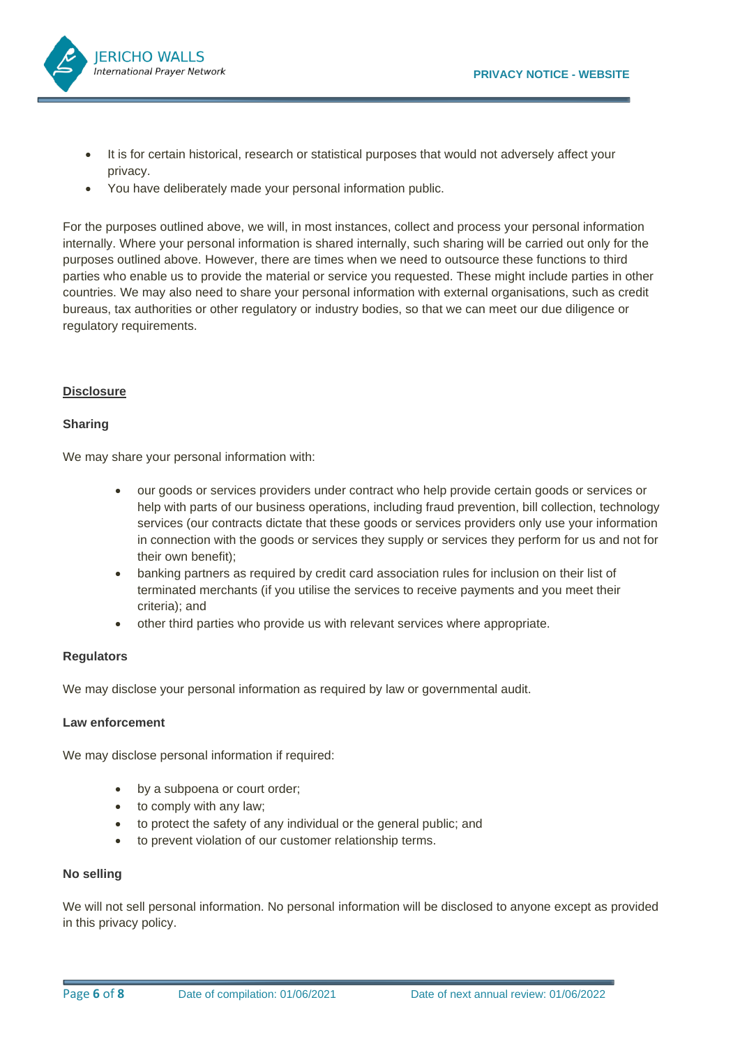- It is for certain historical, research or statistical purposes that would not adversely affect your privacy.
- You have deliberately made your personal information public.

For the purposes outlined above, we will, in most instances, collect and process your personal information internally. Where your personal information is shared internally, such sharing will be carried out only for the purposes outlined above. However, there are times when we need to outsource these functions to third parties who enable us to provide the material or service you requested. These might include parties in other countries. We may also need to share your personal information with external organisations, such as credit bureaus, tax authorities or other regulatory or industry bodies, so that we can meet our due diligence or regulatory requirements.

## Disclosure

### Sharing

We may share your personal information with:

- our goods or services providers under contract who help provide certain goods or services or help with parts of our business operations, including fraud prevention, bill collection, technology services (our contracts dictate that these goods or services providers only use your information in connection with the goods or services they supply or services they perform for us and not for their own benefit);
- banking partners as required by credit card association rules for inclusion on their list of terminated merchants (if you utilise the services to receive payments and you meet their criteria); and
- other third parties who provide us with relevant services where appropriate.

### Regulators

We may disclose your personal information as required by law or governmental audit.

### Law enforcement

We may disclose personal information if required:

- by a subpoena or court order;
- to comply with any law;
- to protect the safety of any individual or the general public; and
- to prevent violation of our customer relationship terms.

### No selling

We will not sell personal information. No personal information will be disclosed to anyone except as provided in this privacy policy.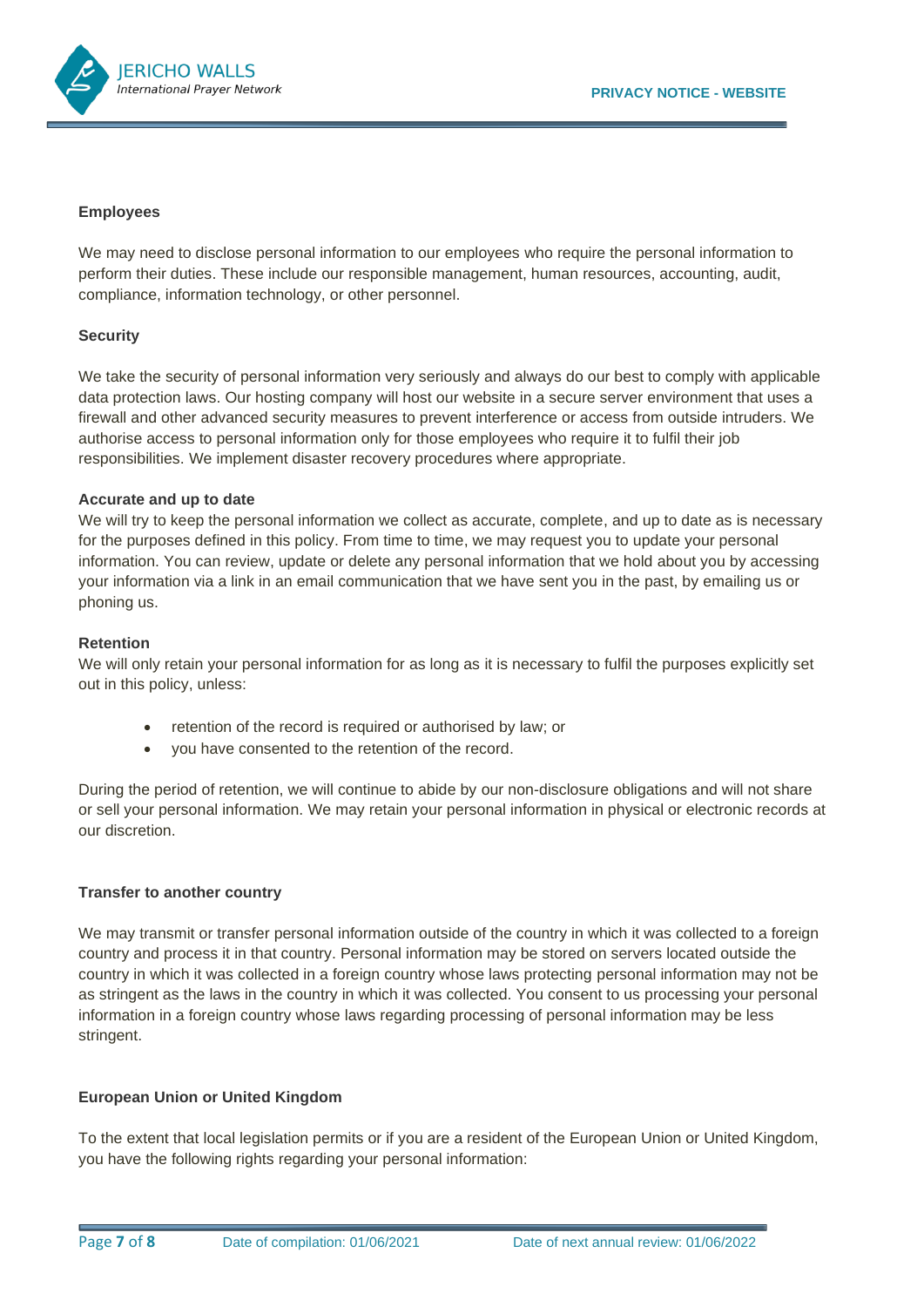**Employees**

We may need to disclose personal information to our employees who require the personal information to perform their duties. These include our responsible management, human resources, accounting, audit, compliance, information technology, or other personnel.

**Security**

We take the security of personal information very seriously and always do our best to comply with applicable data protection laws. Our hosting company will host our website in a secure server environment that uses a firewall and other advanced security measures to prevent interference or access from outside intruders. We authorise access to personal information only for those employees who require it to fulfil their job responsibilities. We implement disaster recovery procedures where appropriate.

**Accurate and up to date**

We will try to keep the personal information we collect as accurate, complete, and up to date as is necessary for the purposes defined in this policy. From time to time, we may request you to update your personal information. You can review, update or delete any personal information that we hold about you by accessing your information via a link in an email communication that we have sent you in the past, by emailing us or phoning us.

**Retention**

We will only retain your personal information for as long as it is necessary to fulfil the purposes explicitly set out in this policy, unless:

- retention of the record is required or authorised by law; or
- you have consented to the retention of the record.

During the period of retention, we will continue to abide by our non-disclosure obligations and will not share or sell your personal information. We may retain your personal information in physical or electronic records at our discretion.

**Transfer to another country**

We may transmit or transfer personal information outside of the country in which it was collected to a foreign country and process it in that country. Personal information may be stored on servers located outside the country in which it was collected in a foreign country whose laws protecting personal information may not be as stringent as the laws in the country in which it was collected. You consent to us processing your personal information in a foreign country whose laws regarding processing of personal information may be less stringent.

**European Union or United Kingdom**

To the extent that local legislation permits or if you are a resident of the European Union or United Kingdom, you have the following rights regarding your personal information: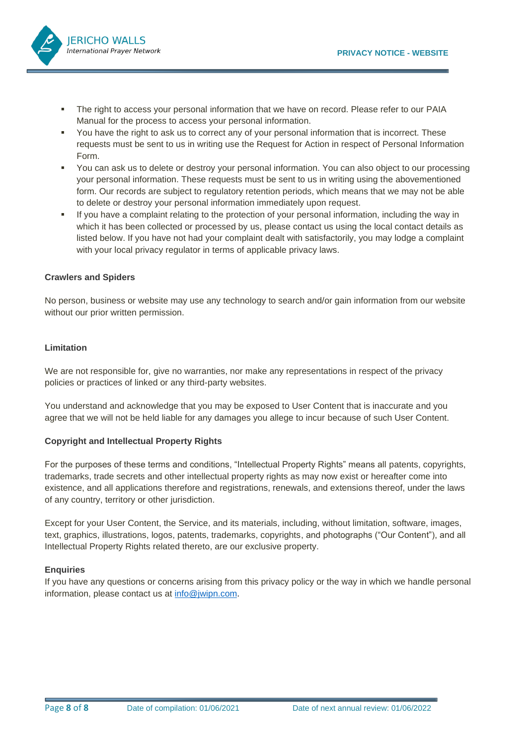- The right to access your personal information that we have on record. Please refer to our PAIA Manual for the process to access your personal information.
- You have the right to ask us to correct any of your personal information that is incorrect. These requests must be sent to us in writing use the Request for Action in respect of Personal Information Form.
- You can ask us to delete or destroy your personal information. You can also object to our processing your personal information. These requests must be sent to us in writing using the abovementioned form. Our records are subject to regulatory retention periods, which means that we may not be able to delete or destroy your personal information immediately upon request.
- If you have a complaint relating to the protection of your personal information, including the way in which it has been collected or processed by us, please contact us using the local contact details as listed below. If you have not had your complaint dealt with satisfactorily, you may lodge a complaint with your local privacy regulator in terms of applicable privacy laws.

**Crawlers and Spiders**

No person, business or website may use any technology to search and/or gain information from our website without our prior written permission.

**Limitation**

We are not responsible for, give no warranties, nor make any representations in respect of the privacy policies or practices of linked or any third-party websites.

You understand and acknowledge that you may be exposed to User Content that is inaccurate and you agree that we will not be held liable for any damages you allege to incur because of such User Content.

**Copyright and Intellectual Property Rights**

For the purposes of these terms and conditions, "Intellectual Property Rights" means all patents, copyrights, trademarks, trade secrets and other intellectual property rights as may now exist or hereafter come into existence, and all applications therefore and registrations, renewals, and extensions thereof, under the laws of any country, territory or other jurisdiction.

Except for your User Content, the Service, and its materials, including, without limitation, software, images, text, graphics, illustrations, logos, patents, trademarks, copyrights, and photographs ("Our Content"), and all Intellectual Property Rights related thereto, are our exclusive property.

**Enquiries**

If you have any questions or concerns arising from this privacy policy or the way in which we handle personal information, please contact us at info@jwipn.com.